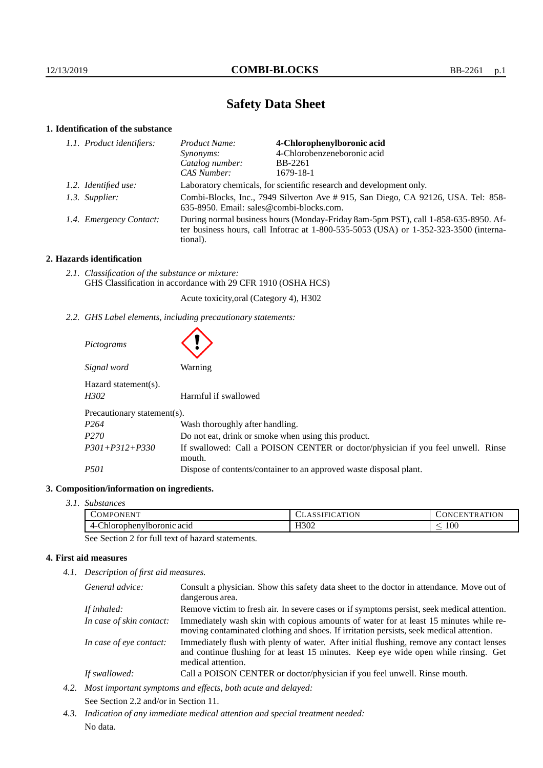# Safety Data Sheet

## 1. Identification of the substance

*1.1. Product identifiers:*

| | |
|---|---|
| *Product Name:* | **4-Chlorophenylboronic acid** |
| *Synonyms:* | 4-Chlorobenzeneboronic acid |
| *Catalog number:* | BB-2261 |
| *CAS Number:* | 1679-18-1 |

*1.2. Identified use:* Laboratory chemicals, for scientific research and development only.

*1.3. Supplier:* Combi-Blocks, Inc., 7949 Silverton Ave # 915, San Diego, CA 92126, USA. Tel: 858-635-8950. Email: sales@combi-blocks.com.

*1.4. Emergency Contact:* During normal business hours (Monday-Friday 8am-5pm PST), call 1-858-635-8950. After business hours, call Infotrac at 1-800-535-5053 (USA) or 1-352-323-3500 (international).

## 2. Hazards identification

*2.1. Classification of the substance or mixture:*
GHS Classification in accordance with 29 CFR 1910 (OSHA HCS)

Acute toxicity,oral (Category 4), H302

*2.2. GHS Label elements, including precautionary statements:*

*Pictograms*

*Signal word* Warning

Hazard statement(s).

| | |
|---|---|
| *H302* | Harmful if swallowed |

Precautionary statement(s).

| | |
|---|---|
| *P264* | Wash thoroughly after handling. |
| *P270* | Do not eat, drink or smoke when using this product. |
| *P301+P312+P330* | If swallowed: Call a POISON CENTER or doctor/physician if you feel unwell. Rinse mouth. |
| *P501* | Dispose of contents/container to an approved waste disposal plant. |

## 3. Composition/information on ingredients.

*3.1. Substances*

| Component | Classification | Concentration |
|---|---|---|
| 4-Chlorophenylboronic acid | H302 | $\leq 100$ |

See Section 2 for full text of hazard statements.

## 4. First aid measures

*4.1. Description of first aid measures.*

| | |
|---|---|
| *General advice:* | Consult a physician. Show this safety data sheet to the doctor in attendance. Move out of dangerous area. |
| *If inhaled:* | Remove victim to fresh air. In severe cases or if symptoms persist, seek medical attention. |
| *In case of skin contact:* | Immediately wash skin with copious amounts of water for at least 15 minutes while removing contaminated clothing and shoes. If irritation persists, seek medical attention. |
| *In case of eye contact:* | Immediately flush with plenty of water. After initial flushing, remove any contact lenses and continue flushing for at least 15 minutes. Keep eye wide open while rinsing. Get medical attention. |
| *If swallowed:* | Call a POISON CENTER or doctor/physician if you feel unwell. Rinse mouth. |

*4.2. Most important symptoms and effects, both acute and delayed:*

See Section 2.2 and/or in Section 11.

*4.3. Indication of any immediate medical attention and special treatment needed:*

No data.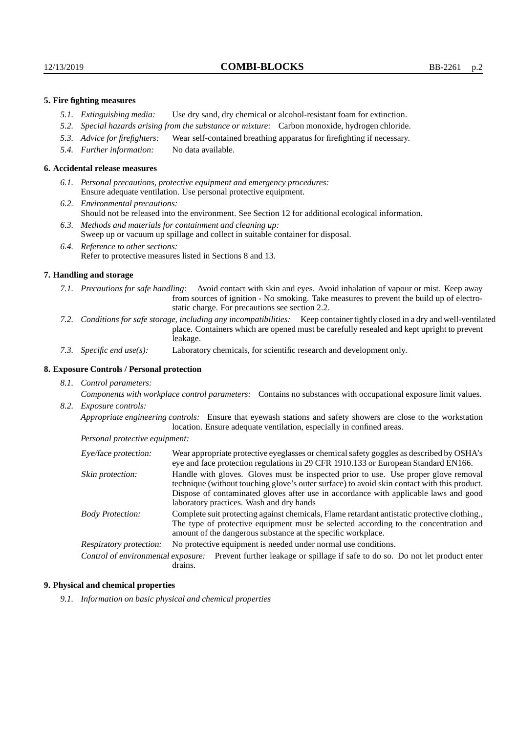### 5. Fire fighting measures

- *5.1. Extinguishing media:* Use dry sand, dry chemical or alcohol-resistant foam for extinction.
- *5.2. Special hazards arising from the substance or mixture:* Carbon monoxide, hydrogen chloride.
- *5.3. Advice for firefighters:* Wear self-contained breathing apparatus for firefighting if necessary.
- *5.4. Further information:* No data available.

### 6. Accidental release measures

- *6.1. Personal precautions, protective equipment and emergency procedures:*
  Ensure adequate ventilation. Use personal protective equipment.
- *6.2. Environmental precautions:*
  Should not be released into the environment. See Section 12 for additional ecological information.
- *6.3. Methods and materials for containment and cleaning up:*
  Sweep up or vacuum up spillage and collect in suitable container for disposal.
- *6.4. Reference to other sections:*
  Refer to protective measures listed in Sections 8 and 13.

### 7. Handling and storage

- *7.1. Precautions for safe handling:* Avoid contact with skin and eyes. Avoid inhalation of vapour or mist. Keep away from sources of ignition - No smoking. Take measures to prevent the build up of electrostatic charge. For precautions see section 2.2.
- *7.2. Conditions for safe storage, including any incompatibilities:* Keep container tightly closed in a dry and well-ventilated place. Containers which are opened must be carefully resealed and kept upright to prevent leakage.
- *7.3. Specific end use(s):* Laboratory chemicals, for scientific research and development only.

### 8. Exposure Controls / Personal protection

- *8.1. Control parameters:*
  *Components with workplace control parameters:* Contains no substances with occupational exposure limit values.
- *8.2. Exposure controls:*
  *Appropriate engineering controls:* Ensure that eyewash stations and safety showers are close to the workstation location. Ensure adequate ventilation, especially in confined areas.

  *Personal protective equipment:*

  *Eye/face protection:* Wear appropriate protective eyeglasses or chemical safety goggles as described by OSHA's eye and face protection regulations in 29 CFR 1910.133 or European Standard EN166.

  *Skin protection:* Handle with gloves. Gloves must be inspected prior to use. Use proper glove removal technique (without touching glove's outer surface) to avoid skin contact with this product. Dispose of contaminated gloves after use in accordance with applicable laws and good laboratory practices. Wash and dry hands

  *Body Protection:* Complete suit protecting against chemicals, Flame retardant antistatic protective clothing., The type of protective equipment must be selected according to the concentration and amount of the dangerous substance at the specific workplace.

  *Respiratory protection:* No protective equipment is needed under normal use conditions.

  *Control of environmental exposure:* Prevent further leakage or spillage if safe to do so. Do not let product enter drains.

### 9. Physical and chemical properties

- *9.1. Information on basic physical and chemical properties*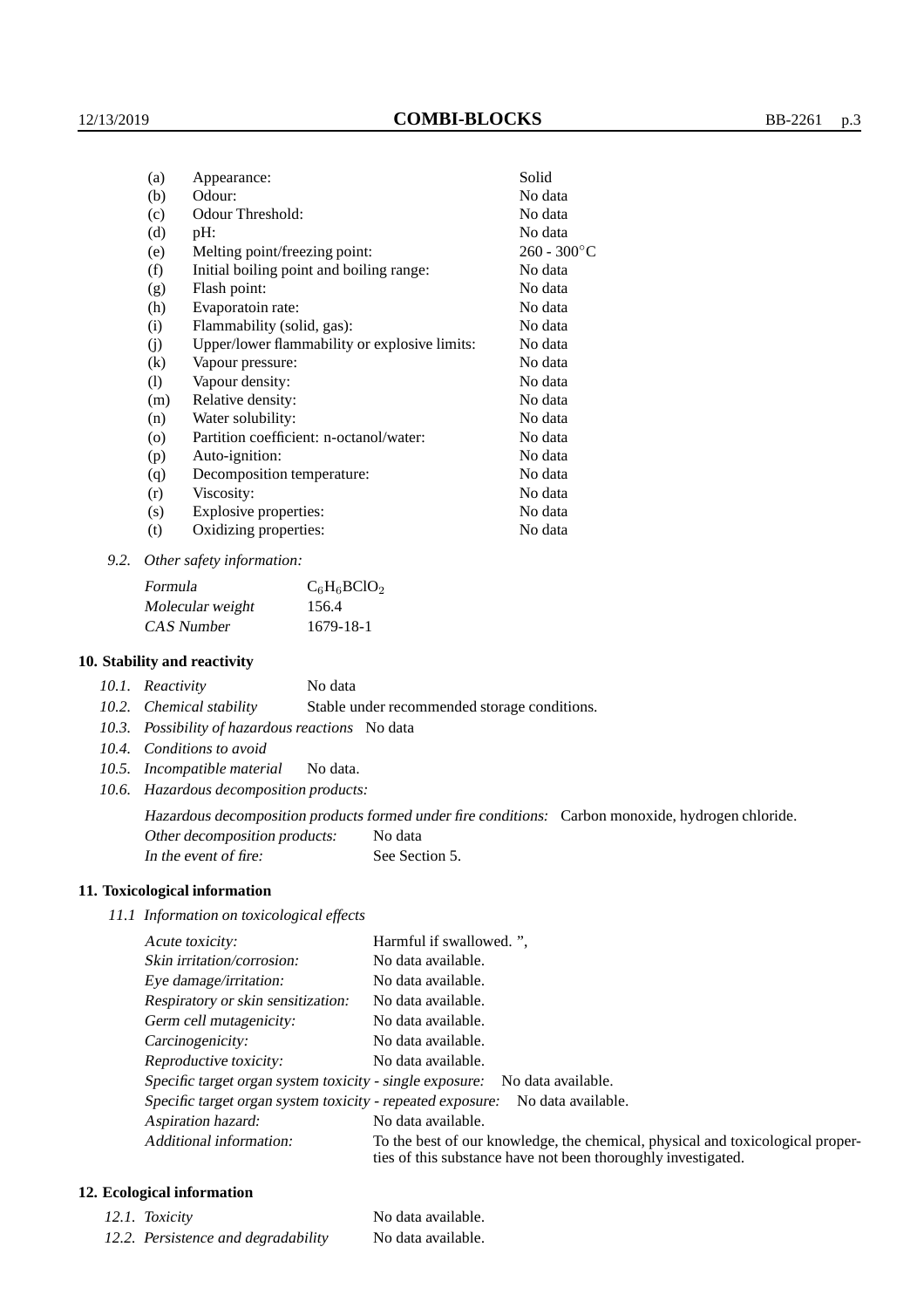| | | |
|---|---|---|
| (a) | Appearance: | Solid |
| (b) | Odour: | No data |
| (c) | Odour Threshold: | No data |
| (d) | pH: | No data |
| (e) | Melting point/freezing point: | 260 - 300°C |
| (f) | Initial boiling point and boiling range: | No data |
| (g) | Flash point: | No data |
| (h) | Evaporatoin rate: | No data |
| (i) | Flammability (solid, gas): | No data |
| (j) | Upper/lower flammability or explosive limits: | No data |
| (k) | Vapour pressure: | No data |
| (l) | Vapour density: | No data |
| (m) | Relative density: | No data |
| (n) | Water solubility: | No data |
| (o) | Partition coefficient: n-octanol/water: | No data |
| (p) | Auto-ignition: | No data |
| (q) | Decomposition temperature: | No data |
| (r) | Viscosity: | No data |
| (s) | Explosive properties: | No data |
| (t) | Oxidizing properties: | No data |

9.2. *Other safety information:*

| | |
|---|---|
| *Formula* | $C_6H_6BClO_2$ |
| *Molecular weight* | 156.4 |
| *CAS Number* | 1679-18-1 |

## 10. Stability and reactivity

10.1. *Reactivity* No data

10.2. *Chemical stability* Stable under recommended storage conditions.

10.3. *Possibility of hazardous reactions* No data

10.4. *Conditions to avoid*

10.5. *Incompatible material* No data.

10.6. *Hazardous decomposition products:*

*Hazardous decomposition products formed under fire conditions:* Carbon monoxide, hydrogen chloride.

*Other decomposition products:* No data

*In the event of fire:* See Section 5.

## 11. Toxicological information

*11.1 Information on toxicological effects*

| | |
|---|---|
| *Acute toxicity:* | Harmful if swallowed. ", |
| *Skin irritation/corrosion:* | No data available. |
| *Eye damage/irritation:* | No data available. |
| *Respiratory or skin sensitization:* | No data available. |
| *Germ cell mutagenicity:* | No data available. |
| *Carcinogenicity:* | No data available. |
| *Reproductive toxicity:* | No data available. |
| *Specific target organ system toxicity - single exposure:* | No data available. |
| *Specific target organ system toxicity - repeated exposure:* | No data available. |
| *Aspiration hazard:* | No data available. |
| *Additional information:* | To the best of our knowledge, the chemical, physical and toxicological properties of this substance have not been thoroughly investigated. |

## 12. Ecological information

| | |
|---|---|
| *12.1. Toxicity* | No data available. |
| *12.2. Persistence and degradability* | No data available. |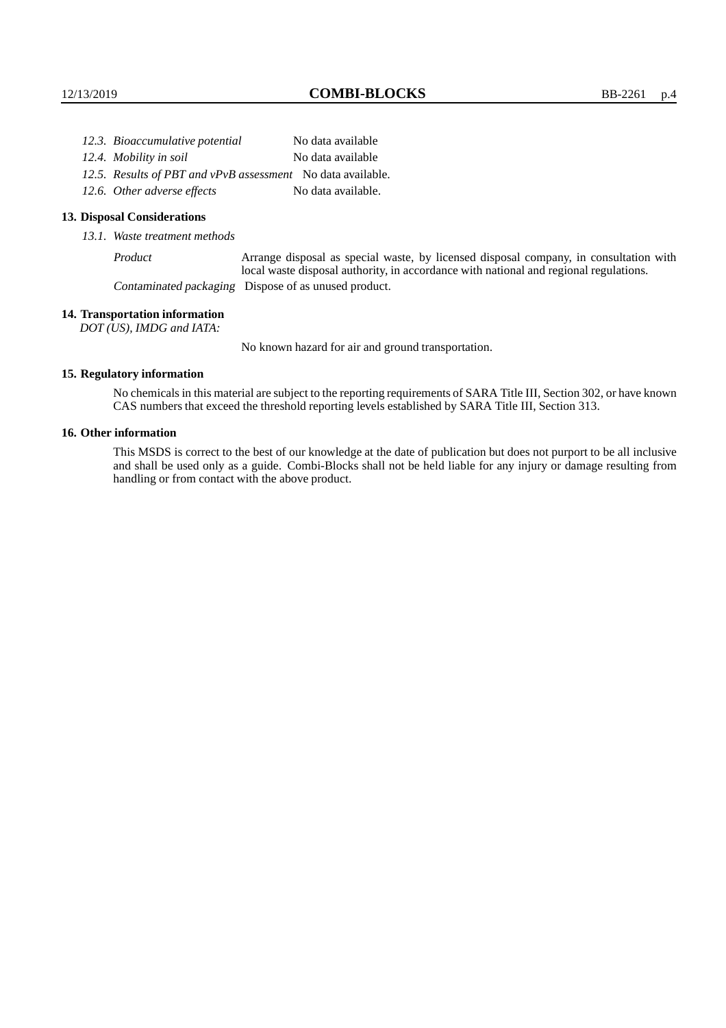*12.3. Bioaccumulative potential* No data available

*12.4. Mobility in soil* No data available

*12.5. Results of PBT and vPvB assessment* No data available.

*12.6. Other adverse effects* No data available.

## 13. Disposal Considerations

*13.1. Waste treatment methods*

*Product* Arrange disposal as special waste, by licensed disposal company, in consultation with local waste disposal authority, in accordance with national and regional regulations.

*Contaminated packaging* Dispose of as unused product.

## 14. Transportation information

*DOT (US), IMDG and IATA:*

No known hazard for air and ground transportation.

## 15. Regulatory information

No chemicals in this material are subject to the reporting requirements of SARA Title III, Section 302, or have known CAS numbers that exceed the threshold reporting levels established by SARA Title III, Section 313.

## 16. Other information

This MSDS is correct to the best of our knowledge at the date of publication but does not purport to be all inclusive and shall be used only as a guide. Combi-Blocks shall not be held liable for any injury or damage resulting from handling or from contact with the above product.